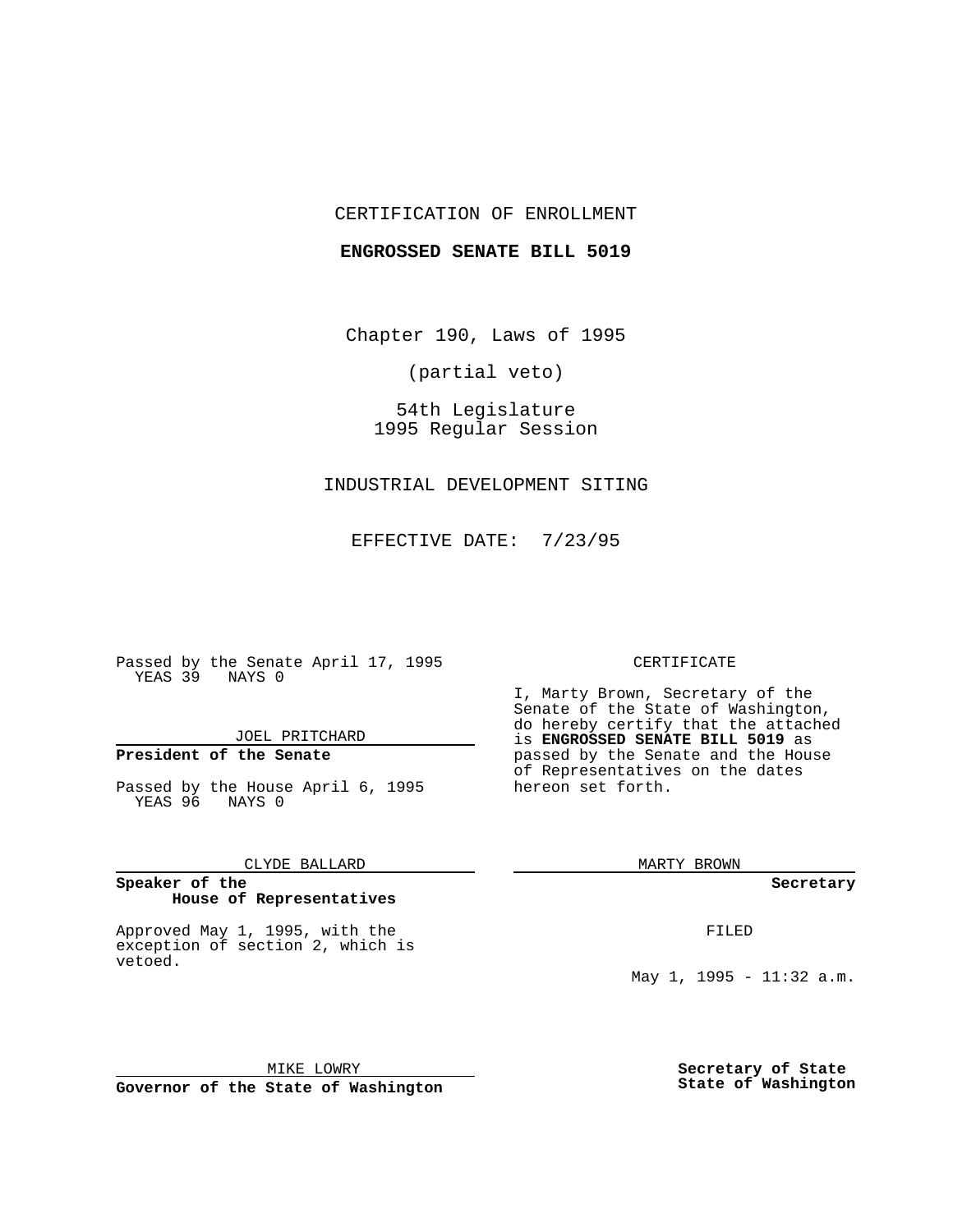CERTIFICATION OF ENROLLMENT

**ENGROSSED SENATE BILL 5019**

Chapter 190, Laws of 1995

(partial veto)

54th Legislature
1995 Regular Session

INDUSTRIAL DEVELOPMENT SITING

EFFECTIVE DATE: 7/23/95

Passed by the Senate April 17, 1995
YEAS 39 NAYS 0

JOEL PRITCHARD

**President of the Senate**

Passed by the House April 6, 1995
YEAS 96 NAYS 0

CLYDE BALLARD

**Speaker of the House of Representatives**

Approved May 1, 1995, with the exception of section 2, which is vetoed.

MIKE LOWRY

**Governor of the State of Washington**

CERTIFICATE

I, Marty Brown, Secretary of the Senate of the State of Washington, do hereby certify that the attached is **ENGROSSED SENATE BILL 5019** as passed by the Senate and the House of Representatives on the dates hereon set forth.

MARTY BROWN

**Secretary**

FILED

May 1, 1995 - 11:32 a.m.

**Secretary of State**
**State of Washington**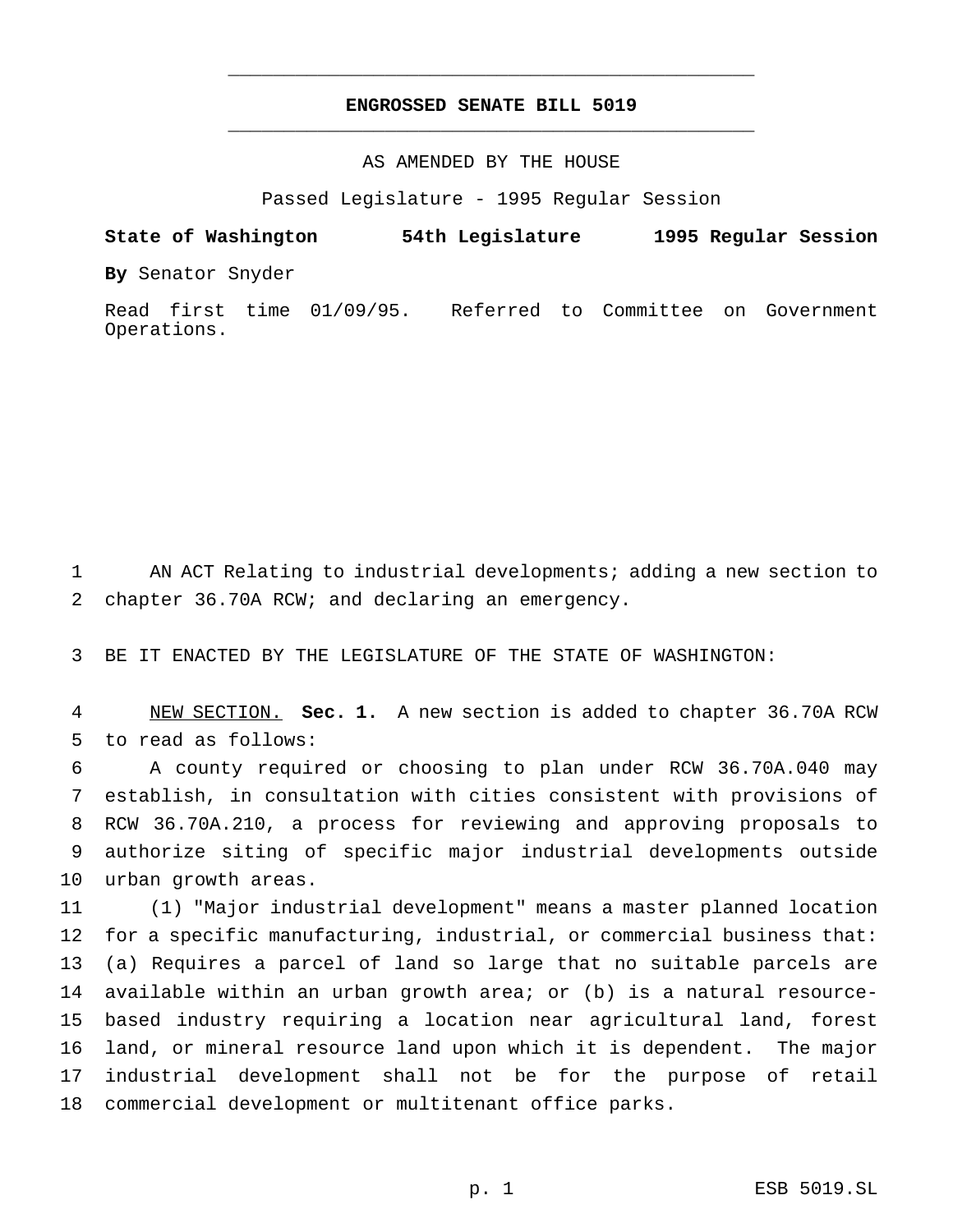**ENGROSSED SENATE BILL 5019**

AS AMENDED BY THE HOUSE

Passed Legislature - 1995 Regular Session

**State of Washington 54th Legislature 1995 Regular Session**

**By** Senator Snyder

Read first time 01/09/95. Referred to Committee on Government Operations.

AN ACT Relating to industrial developments; adding a new section to chapter 36.70A RCW; and declaring an emergency.

BE IT ENACTED BY THE LEGISLATURE OF THE STATE OF WASHINGTON:

NEW SECTION. **Sec. 1.** A new section is added to chapter 36.70A RCW to read as follows:

A county required or choosing to plan under RCW 36.70A.040 may establish, in consultation with cities consistent with provisions of RCW 36.70A.210, a process for reviewing and approving proposals to authorize siting of specific major industrial developments outside urban growth areas.

(1) "Major industrial development" means a master planned location for a specific manufacturing, industrial, or commercial business that: (a) Requires a parcel of land so large that no suitable parcels are available within an urban growth area; or (b) is a natural resource-based industry requiring a location near agricultural land, forest land, or mineral resource land upon which it is dependent. The major industrial development shall not be for the purpose of retail commercial development or multitenant office parks.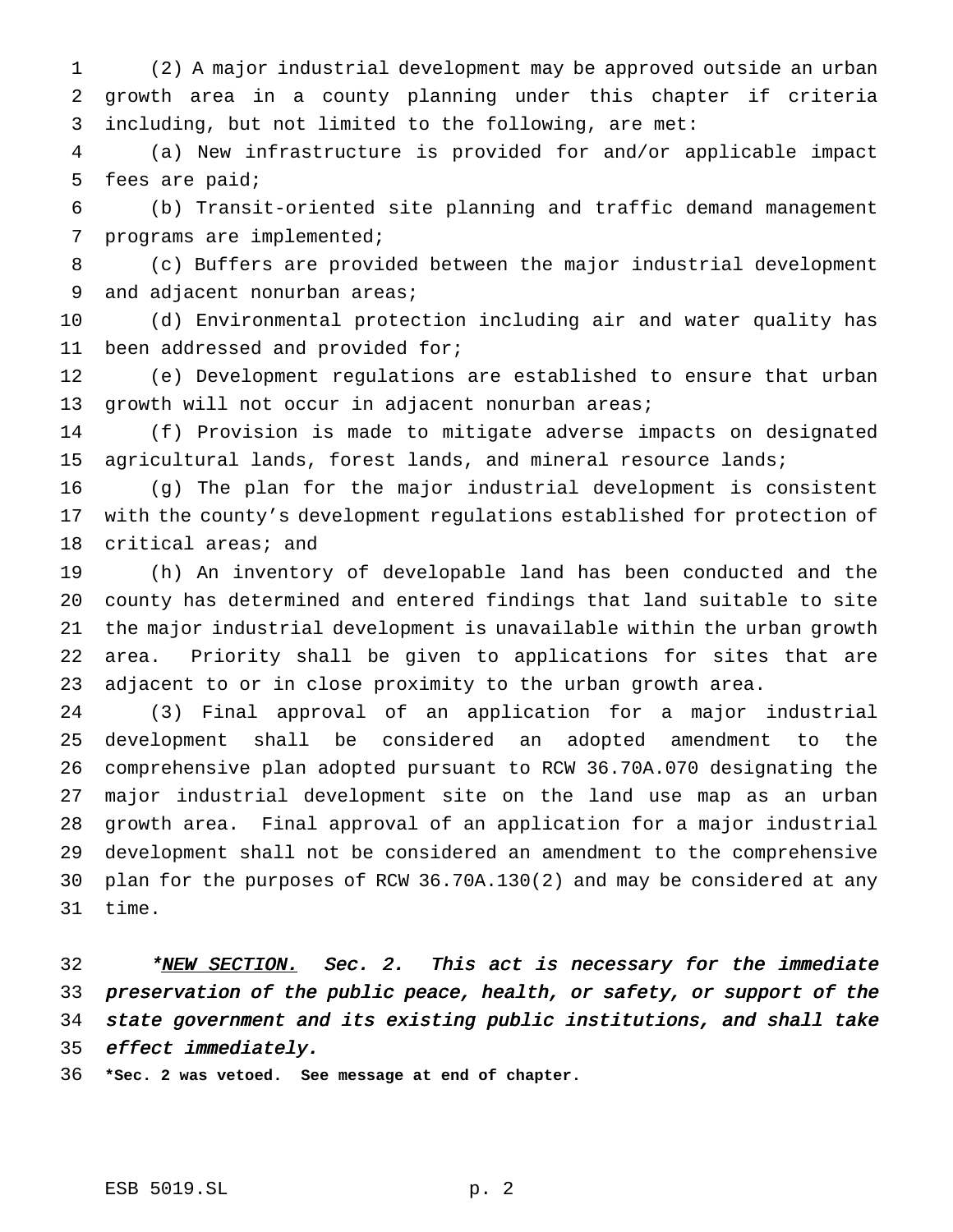(2) A major industrial development may be approved outside an urban growth area in a county planning under this chapter if criteria including, but not limited to the following, are met:

(a) New infrastructure is provided for and/or applicable impact fees are paid;

(b) Transit-oriented site planning and traffic demand management programs are implemented;

(c) Buffers are provided between the major industrial development and adjacent nonurban areas;

(d) Environmental protection including air and water quality has been addressed and provided for;

(e) Development regulations are established to ensure that urban growth will not occur in adjacent nonurban areas;

(f) Provision is made to mitigate adverse impacts on designated agricultural lands, forest lands, and mineral resource lands;

(g) The plan for the major industrial development is consistent with the county's development regulations established for protection of critical areas; and

(h) An inventory of developable land has been conducted and the county has determined and entered findings that land suitable to site the major industrial development is unavailable within the urban growth area. Priority shall be given to applications for sites that are adjacent to or in close proximity to the urban growth area.

(3) Final approval of an application for a major industrial development shall be considered an adopted amendment to the comprehensive plan adopted pursuant to RCW 36.70A.070 designating the major industrial development site on the land use map as an urban growth area. Final approval of an application for a major industrial development shall not be considered an amendment to the comprehensive plan for the purposes of RCW 36.70A.130(2) and may be considered at any time.

*\*NEW SECTION. Sec. 2. This act is necessary for the immediate preservation of the public peace, health, or safety, or support of the state government and its existing public institutions, and shall take effect immediately.*

**\*Sec. 2 was vetoed. See message at end of chapter.**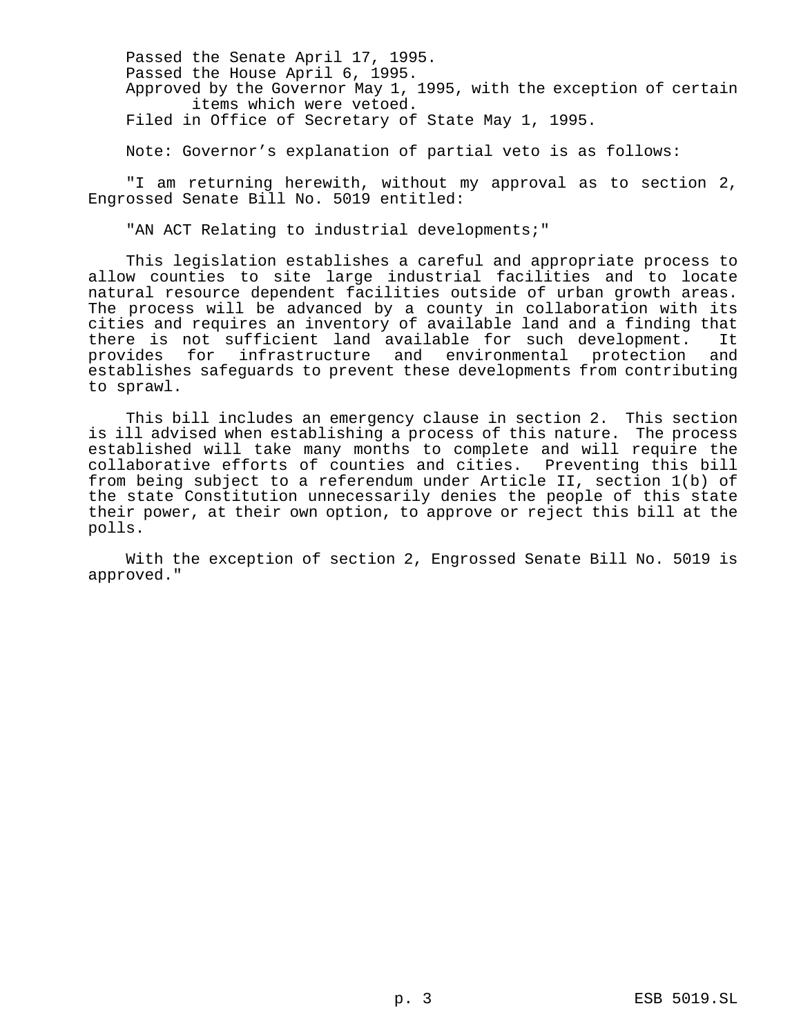Passed the Senate April 17, 1995.
Passed the House April 6, 1995.
Approved by the Governor May 1, 1995, with the exception of certain items which were vetoed.
Filed in Office of Secretary of State May 1, 1995.

Note: Governor's explanation of partial veto is as follows:

"I am returning herewith, without my approval as to section 2, Engrossed Senate Bill No. 5019 entitled:

"AN ACT Relating to industrial developments;"

This legislation establishes a careful and appropriate process to allow counties to site large industrial facilities and to locate natural resource dependent facilities outside of urban growth areas. The process will be advanced by a county in collaboration with its cities and requires an inventory of available land and a finding that there is not sufficient land available for such development. It provides for infrastructure and environmental protection and establishes safeguards to prevent these developments from contributing to sprawl.

This bill includes an emergency clause in section 2. This section is ill advised when establishing a process of this nature. The process established will take many months to complete and will require the collaborative efforts of counties and cities. Preventing this bill from being subject to a referendum under Article II, section 1(b) of the state Constitution unnecessarily denies the people of this state their power, at their own option, to approve or reject this bill at the polls.

With the exception of section 2, Engrossed Senate Bill No. 5019 is approved."